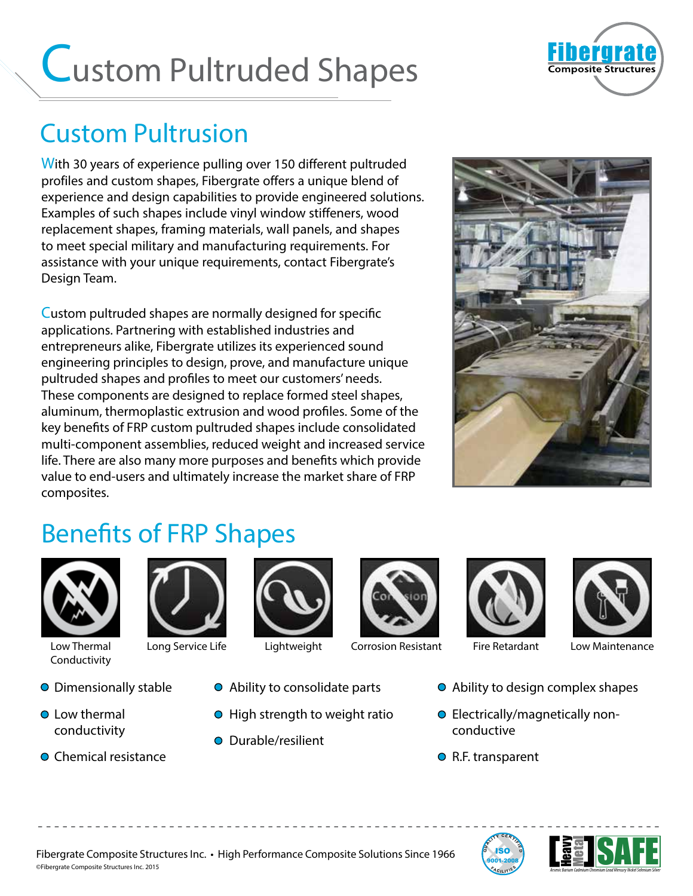# Custom Pultruded Shapes

## Custom Pultrusion

With 30 years of experience pulling over 150 different pultruded profiles and custom shapes, Fibergrate offers a unique blend of experience and design capabilities to provide engineered solutions. Examples of such shapes include vinyl window stiffeners, wood replacement shapes, framing materials, wall panels, and shapes to meet special military and manufacturing requirements. For assistance with your unique requirements, contact Fibergrate's Design Team.

Custom pultruded shapes are normally designed for specific applications. Partnering with established industries and entrepreneurs alike, Fibergrate utilizes its experienced sound engineering principles to design, prove, and manufacture unique pultruded shapes and profiles to meet our customers' needs. These components are designed to replace formed steel shapes, aluminum, thermoplastic extrusion and wood profiles. Some of the key benefits of FRP custom pultruded shapes include consolidated multi-component assemblies, reduced weight and increased service life. There are also many more purposes and benefits which provide value to end-users and ultimately increase the market share of FRP composites.

## Benefits of FRP Shapes

Low Thermal Conductivity | Long Service Life | Lightweight | Corrosion Resistant | Fire Retardant | Low Maintenance

- Dimensionally stable
- Low thermal conductivity
- Chemical resistance
- Ability to consolidate parts
- High strength to weight ratio
- Durable/resilient
- Ability to design complex shapes
- Electrically/magnetically non-conductive
- R.F. transparent

Fibergrate Composite Structures Inc. • High Performance Composite Solutions Since 1966

©Fibergrate Composite Structures Inc. 2015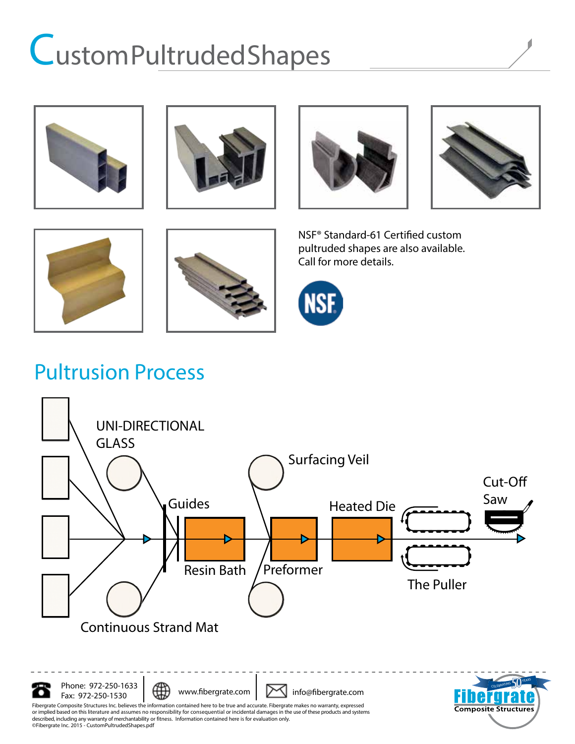# Custom Pultruded Shapes

NSF® Standard-61 Certified custom pultruded shapes are also available. Call for more details.

## Pultrusion Process

UNI-DIRECTIONAL GLASS

Surfacing Veil

Cut-Off Saw

Guides

Heated Die

Resin Bath

Preformer

The Puller

Continuous Strand Mat

Phone: 972-250-1633
Fax: 972-250-1530

www.fibergrate.com

info@fibergrate.com

Fibergrate Composite Structures Inc. believes the information contained here to be true and accurate. Fibergrate makes no warranty, expressed or implied based on this literature and assumes no responsibility for consequential or incidental damages in the use of these products and systems described, including any warranty of merchantability or fitness. Information contained here is for evaluation only.
©Fibergrate Inc. 2015 - CustomPultrudedShapes.pdf